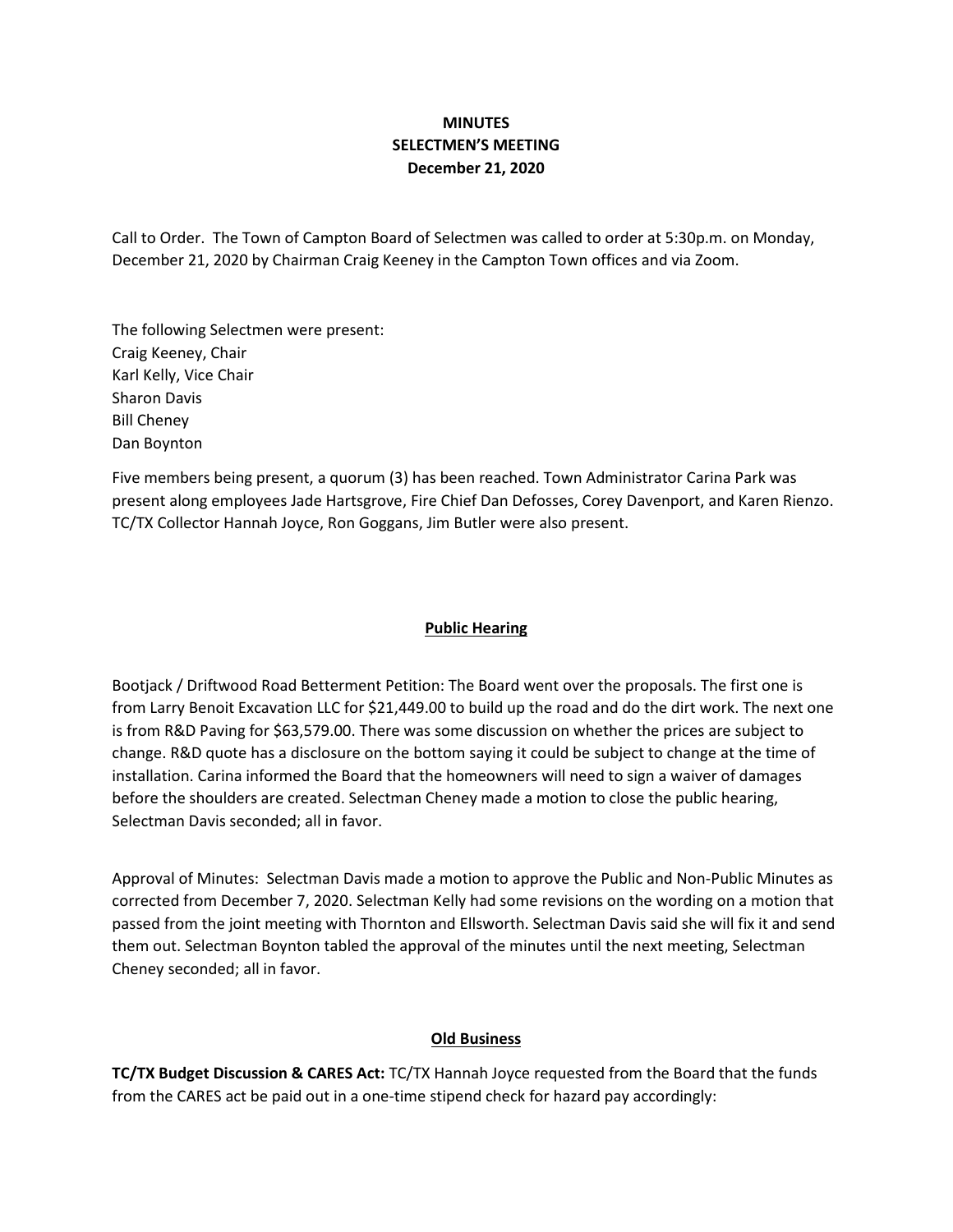**MINUTES**
**SELECTMEN'S MEETING**
**December 21, 2020**

Call to Order. The Town of Campton Board of Selectmen was called to order at 5:30p.m. on Monday, December 21, 2020 by Chairman Craig Keeney in the Campton Town offices and via Zoom.

The following Selectmen were present:
Craig Keeney, Chair
Karl Kelly, Vice Chair
Sharon Davis
Bill Cheney
Dan Boynton

Five members being present, a quorum (3) has been reached. Town Administrator Carina Park was present along employees Jade Hartsgrove, Fire Chief Dan Defosses, Corey Davenport, and Karen Rienzo. TC/TX Collector Hannah Joyce, Ron Goggans, Jim Butler were also present.

## Public Hearing

Bootjack / Driftwood Road Betterment Petition: The Board went over the proposals. The first one is from Larry Benoit Excavation LLC for $21,449.00 to build up the road and do the dirt work. The next one is from R&D Paving for $63,579.00. There was some discussion on whether the prices are subject to change. R&D quote has a disclosure on the bottom saying it could be subject to change at the time of installation. Carina informed the Board that the homeowners will need to sign a waiver of damages before the shoulders are created. Selectman Cheney made a motion to close the public hearing, Selectman Davis seconded; all in favor.

Approval of Minutes: Selectman Davis made a motion to approve the Public and Non-Public Minutes as corrected from December 7, 2020. Selectman Kelly had some revisions on the wording on a motion that passed from the joint meeting with Thornton and Ellsworth. Selectman Davis said she will fix it and send them out. Selectman Boynton tabled the approval of the minutes until the next meeting, Selectman Cheney seconded; all in favor.

## Old Business

**TC/TX Budget Discussion & CARES Act:** TC/TX Hannah Joyce requested from the Board that the funds from the CARES act be paid out in a one-time stipend check for hazard pay accordingly: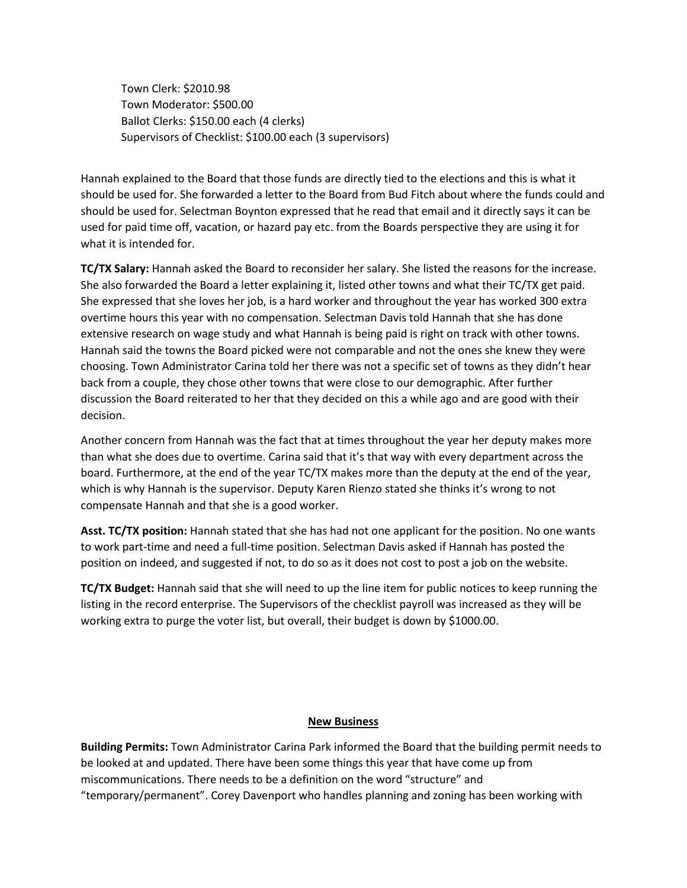Town Clerk: $2010.98
Town Moderator: $500.00
Ballot Clerks: $150.00 each (4 clerks)
Supervisors of Checklist: $100.00 each (3 supervisors)

Hannah explained to the Board that those funds are directly tied to the elections and this is what it should be used for. She forwarded a letter to the Board from Bud Fitch about where the funds could and should be used for. Selectman Boynton expressed that he read that email and it directly says it can be used for paid time off, vacation, or hazard pay etc. from the Boards perspective they are using it for what it is intended for.

**TC/TX Salary:** Hannah asked the Board to reconsider her salary. She listed the reasons for the increase. She also forwarded the Board a letter explaining it, listed other towns and what their TC/TX get paid. She expressed that she loves her job, is a hard worker and throughout the year has worked 300 extra overtime hours this year with no compensation. Selectman Davis told Hannah that she has done extensive research on wage study and what Hannah is being paid is right on track with other towns. Hannah said the towns the Board picked were not comparable and not the ones she knew they were choosing. Town Administrator Carina told her there was not a specific set of towns as they didn't hear back from a couple, they chose other towns that were close to our demographic. After further discussion the Board reiterated to her that they decided on this a while ago and are good with their decision.

Another concern from Hannah was the fact that at times throughout the year her deputy makes more than what she does due to overtime. Carina said that it's that way with every department across the board. Furthermore, at the end of the year TC/TX makes more than the deputy at the end of the year, which is why Hannah is the supervisor. Deputy Karen Rienzo stated she thinks it's wrong to not compensate Hannah and that she is a good worker.

**Asst. TC/TX position:** Hannah stated that she has had not one applicant for the position. No one wants to work part-time and need a full-time position. Selectman Davis asked if Hannah has posted the position on indeed, and suggested if not, to do so as it does not cost to post a job on the website.

**TC/TX Budget:** Hannah said that she will need to up the line item for public notices to keep running the listing in the record enterprise. The Supervisors of the checklist payroll was increased as they will be working extra to purge the voter list, but overall, their budget is down by $1000.00.

## New Business

**Building Permits:** Town Administrator Carina Park informed the Board that the building permit needs to be looked at and updated. There have been some things this year that have come up from miscommunications. There needs to be a definition on the word "structure" and "temporary/permanent". Corey Davenport who handles planning and zoning has been working with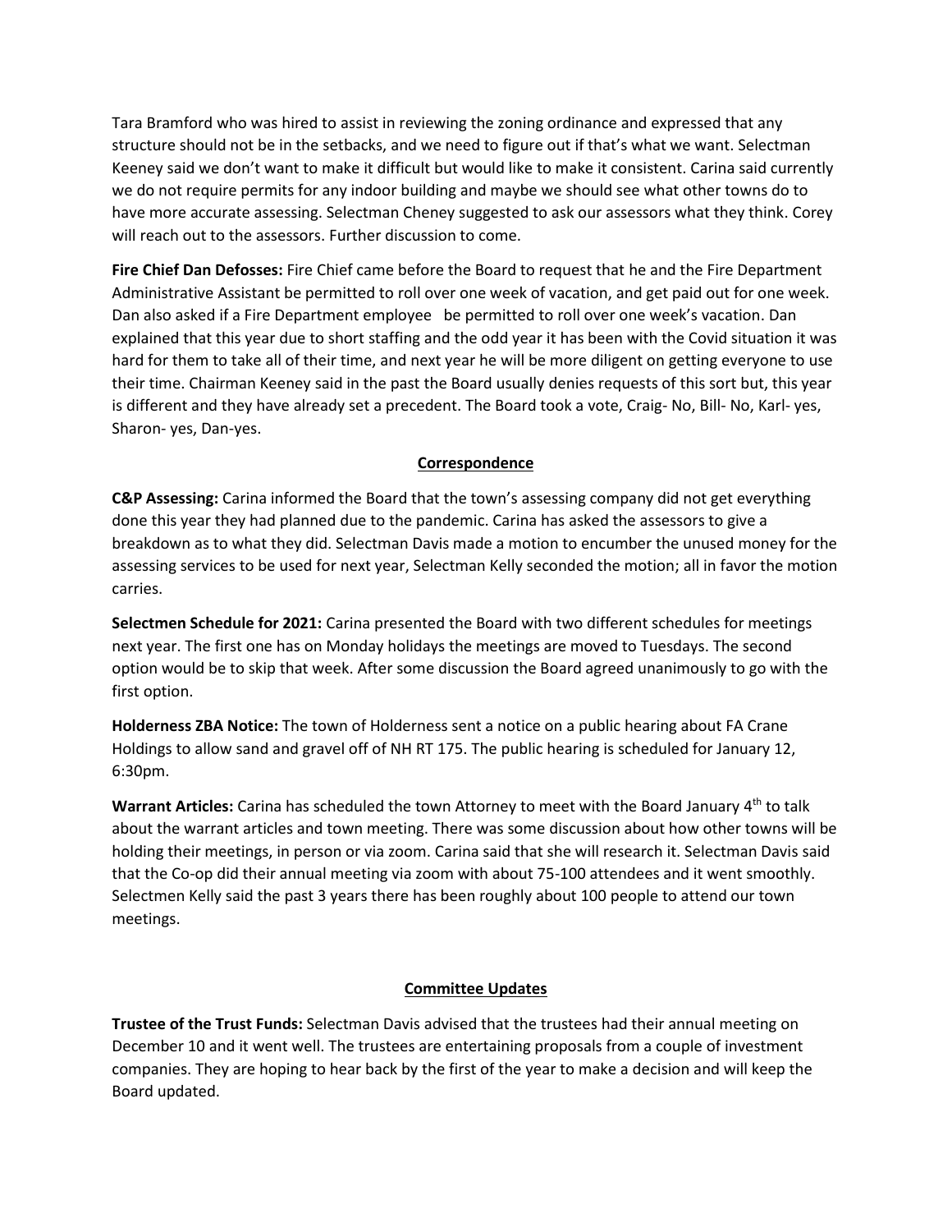Tara Bramford who was hired to assist in reviewing the zoning ordinance and expressed that any structure should not be in the setbacks, and we need to figure out if that's what we want. Selectman Keeney said we don't want to make it difficult but would like to make it consistent. Carina said currently we do not require permits for any indoor building and maybe we should see what other towns do to have more accurate assessing. Selectman Cheney suggested to ask our assessors what they think. Corey will reach out to the assessors. Further discussion to come.

**Fire Chief Dan Defosses:** Fire Chief came before the Board to request that he and the Fire Department Administrative Assistant be permitted to roll over one week of vacation, and get paid out for one week. Dan also asked if a Fire Department employee be permitted to roll over one week's vacation. Dan explained that this year due to short staffing and the odd year it has been with the Covid situation it was hard for them to take all of their time, and next year he will be more diligent on getting everyone to use their time. Chairman Keeney said in the past the Board usually denies requests of this sort but, this year is different and they have already set a precedent. The Board took a vote, Craig- No, Bill- No, Karl- yes, Sharon- yes, Dan-yes.

## Correspondence

**C&P Assessing:** Carina informed the Board that the town's assessing company did not get everything done this year they had planned due to the pandemic. Carina has asked the assessors to give a breakdown as to what they did. Selectman Davis made a motion to encumber the unused money for the assessing services to be used for next year, Selectman Kelly seconded the motion; all in favor the motion carries.

**Selectmen Schedule for 2021:** Carina presented the Board with two different schedules for meetings next year. The first one has on Monday holidays the meetings are moved to Tuesdays. The second option would be to skip that week. After some discussion the Board agreed unanimously to go with the first option.

**Holderness ZBA Notice:** The town of Holderness sent a notice on a public hearing about FA Crane Holdings to allow sand and gravel off of NH RT 175. The public hearing is scheduled for January 12, 6:30pm.

**Warrant Articles:** Carina has scheduled the town Attorney to meet with the Board January 4th to talk about the warrant articles and town meeting. There was some discussion about how other towns will be holding their meetings, in person or via zoom. Carina said that she will research it. Selectman Davis said that the Co-op did their annual meeting via zoom with about 75-100 attendees and it went smoothly. Selectmen Kelly said the past 3 years there has been roughly about 100 people to attend our town meetings.

## Committee Updates

**Trustee of the Trust Funds:** Selectman Davis advised that the trustees had their annual meeting on December 10 and it went well. The trustees are entertaining proposals from a couple of investment companies. They are hoping to hear back by the first of the year to make a decision and will keep the Board updated.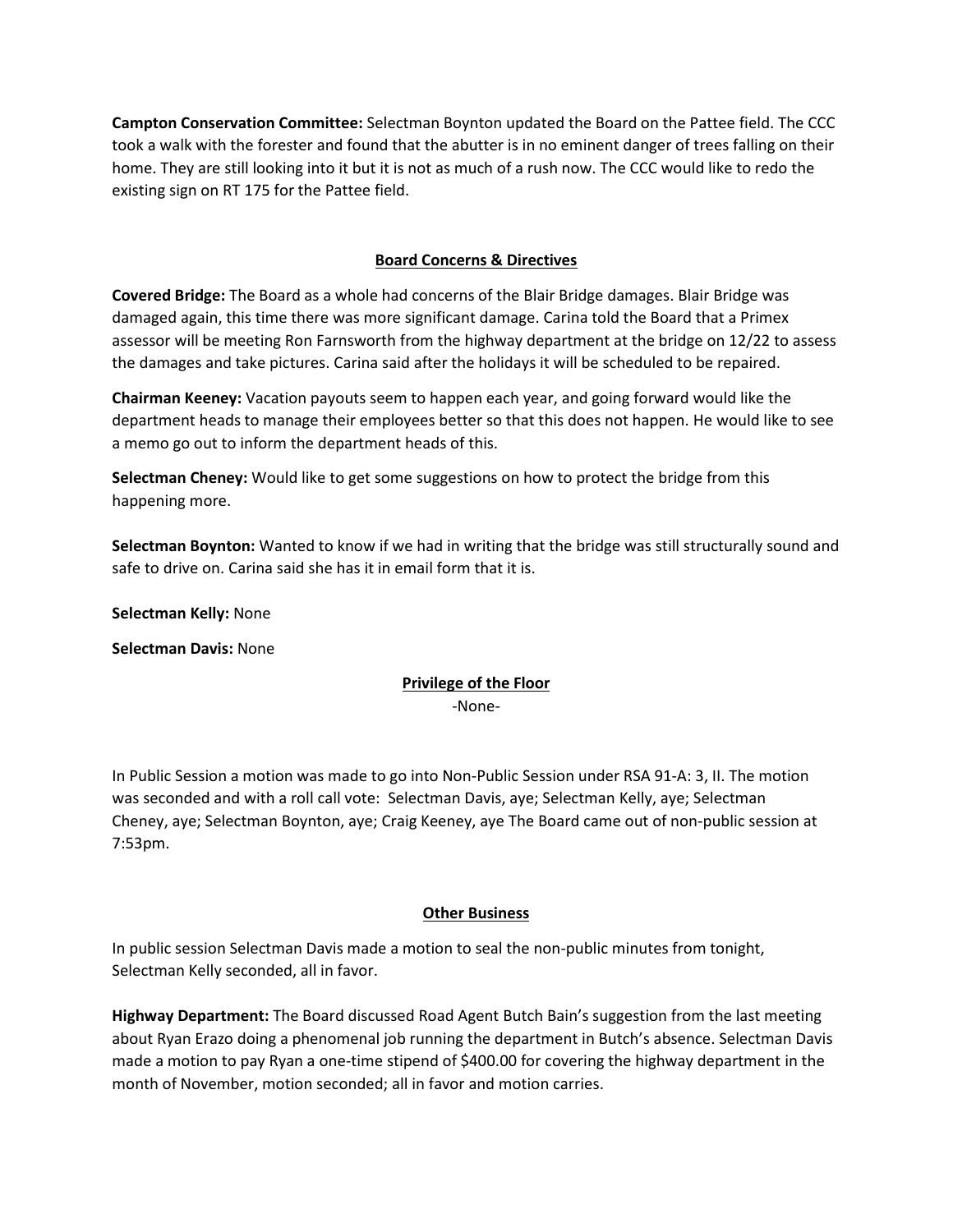**Campton Conservation Committee:** Selectman Boynton updated the Board on the Pattee field. The CCC took a walk with the forester and found that the abutter is in no eminent danger of trees falling on their home. They are still looking into it but it is not as much of a rush now. The CCC would like to redo the existing sign on RT 175 for the Pattee field.

## Board Concerns & Directives

**Covered Bridge:** The Board as a whole had concerns of the Blair Bridge damages. Blair Bridge was damaged again, this time there was more significant damage. Carina told the Board that a Primex assessor will be meeting Ron Farnsworth from the highway department at the bridge on 12/22 to assess the damages and take pictures. Carina said after the holidays it will be scheduled to be repaired.

**Chairman Keeney:** Vacation payouts seem to happen each year, and going forward would like the department heads to manage their employees better so that this does not happen. He would like to see a memo go out to inform the department heads of this.

**Selectman Cheney:** Would like to get some suggestions on how to protect the bridge from this happening more.

**Selectman Boynton:** Wanted to know if we had in writing that the bridge was still structurally sound and safe to drive on. Carina said she has it in email form that it is.

**Selectman Kelly:** None

**Selectman Davis:** None

## Privilege of the Floor

-None-

In Public Session a motion was made to go into Non-Public Session under RSA 91-A: 3, II. The motion was seconded and with a roll call vote: Selectman Davis, aye; Selectman Kelly, aye; Selectman Cheney, aye; Selectman Boynton, aye; Craig Keeney, aye The Board came out of non-public session at 7:53pm.

## Other Business

In public session Selectman Davis made a motion to seal the non-public minutes from tonight, Selectman Kelly seconded, all in favor.

**Highway Department:** The Board discussed Road Agent Butch Bain's suggestion from the last meeting about Ryan Erazo doing a phenomenal job running the department in Butch's absence. Selectman Davis made a motion to pay Ryan a one-time stipend of $400.00 for covering the highway department in the month of November, motion seconded; all in favor and motion carries.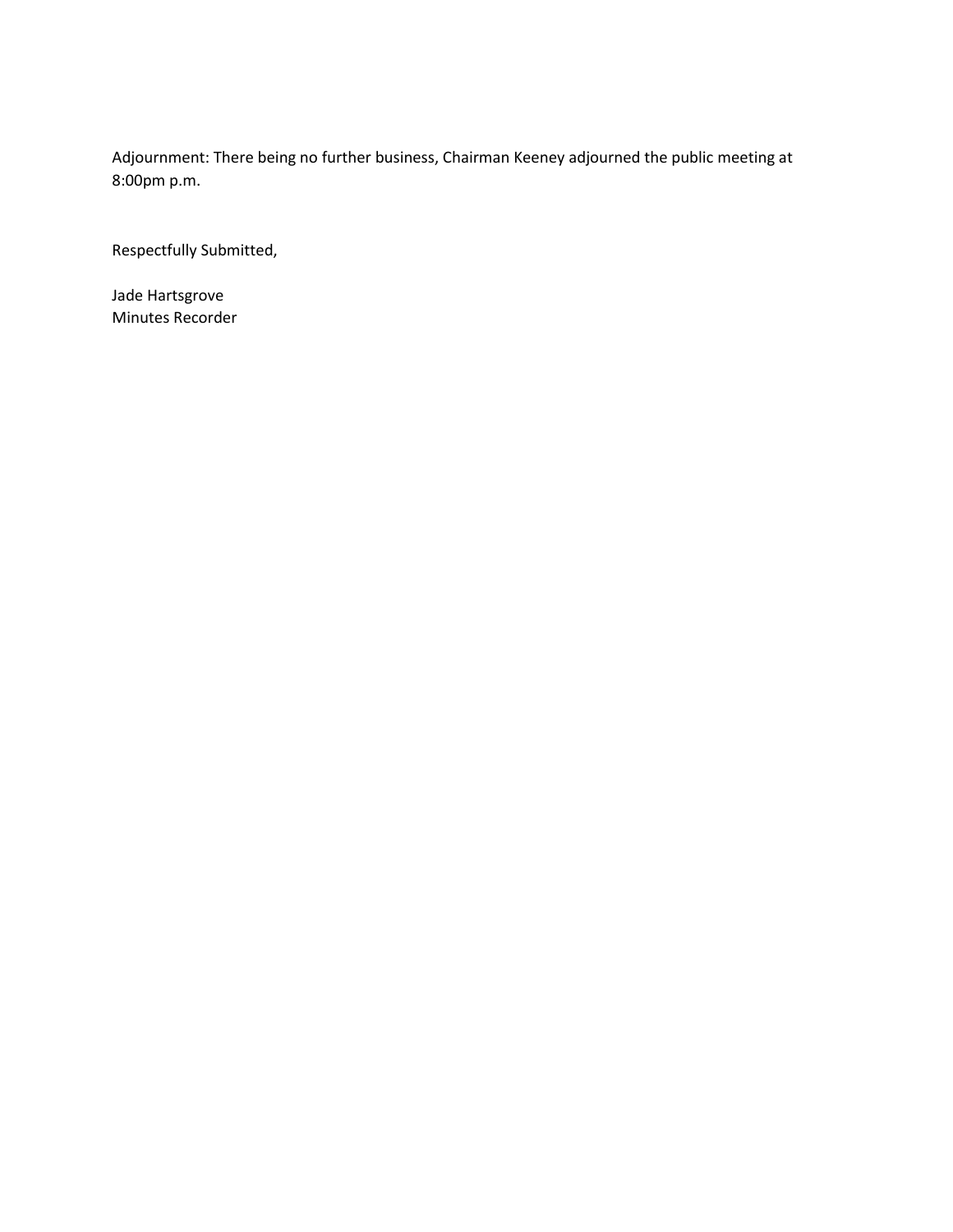Adjournment: There being no further business, Chairman Keeney adjourned the public meeting at 8:00pm p.m.

Respectfully Submitted,

Jade Hartsgrove
Minutes Recorder